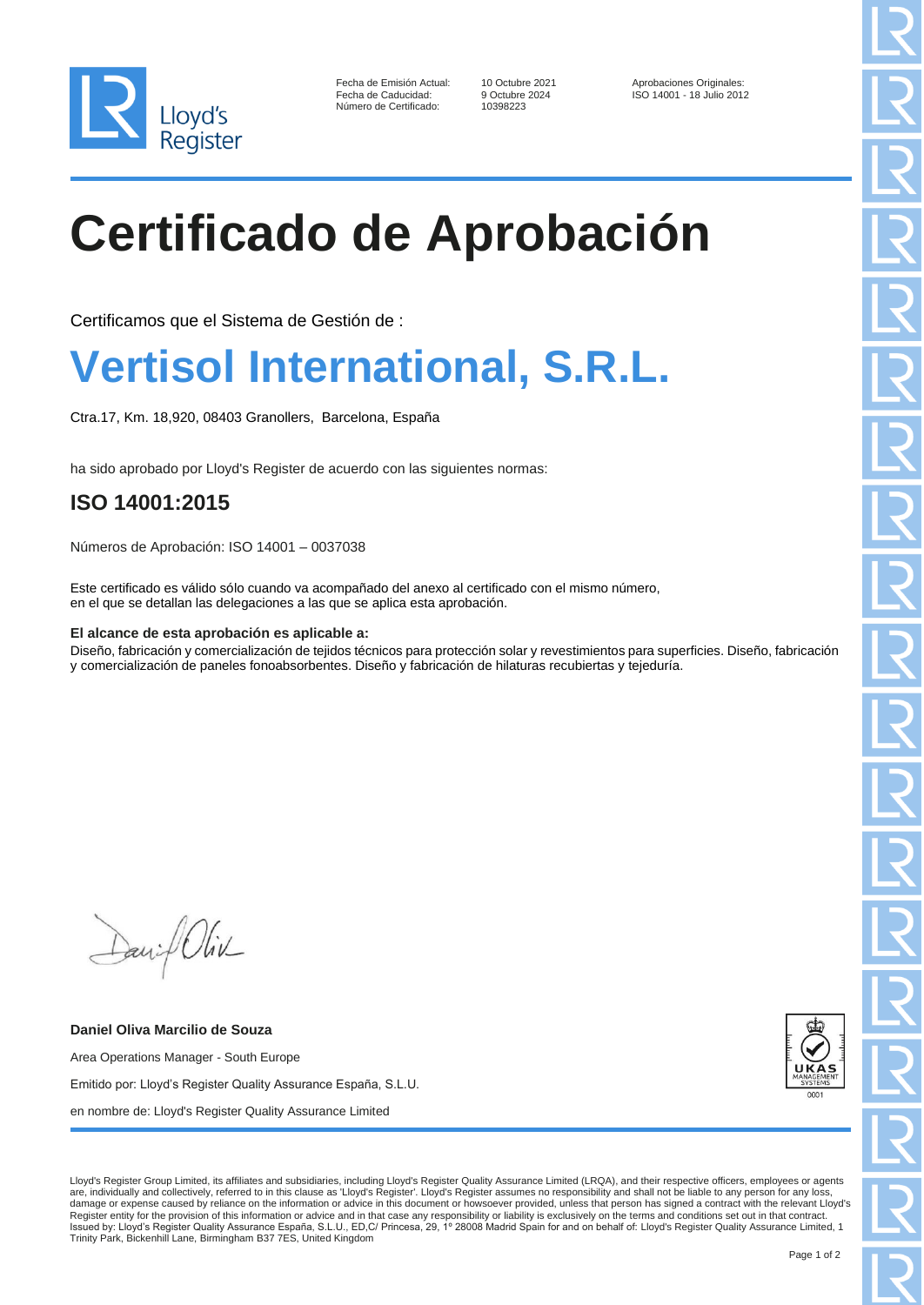Lloyd's Register

| | | |
|---|---|---|
| Fecha de Emisión Actual: | 10 Octubre 2021 | Aprobaciones Originales: |
| Fecha de Caducidad: | 9 Octubre 2024 | ISO 14001 - 18 Julio 2012 |
| Número de Certificado: | 10398223 | |

# Certificado de Aprobación

Certificamos que el Sistema de Gestión de :

## Vertisol International, S.R.L.

Ctra.17, Km. 18,920, 08403 Granollers, Barcelona, España

ha sido aprobado por Lloyd's Register de acuerdo con las siguientes normas:

### ISO 14001:2015

Números de Aprobación: ISO 14001 – 0037038

Este certificado es válido sólo cuando va acompañado del anexo al certificado con el mismo número, en el que se detallan las delegaciones a las que se aplica esta aprobación.

**El alcance de esta aprobación es aplicable a:**
Diseño, fabricación y comercialización de tejidos técnicos para protección solar y revestimientos para superficies. Diseño, fabricación y comercialización de paneles fonoabsorbentes. Diseño y fabricación de hilaturas recubiertas y tejeduría.

**Daniel Oliva Marcilio de Souza**

Area Operations Manager - South Europe

Emitido por: Lloyd's Register Quality Assurance España, S.L.U.

en nombre de: Lloyd's Register Quality Assurance Limited

UKAS MANAGEMENT SYSTEMS 0001

Lloyd's Register Group Limited, its affiliates and subsidiaries, including Lloyd's Register Quality Assurance Limited (LRQA), and their respective officers, employees or agents are, individually and collectively, referred to in this clause as 'Lloyd's Register'. Lloyd's Register assumes no responsibility and shall not be liable to any person for any loss, damage or expense caused by reliance on the information or advice in this document or howsoever provided, unless that person has signed a contract with the relevant Lloyd's Register entity for the provision of this information or advice and in that case any responsibility or liability is exclusively on the terms and conditions set out in that contract.
Issued by: Lloyd's Register Quality Assurance España, S.L.U., ED,C/ Princesa, 29, 1º 28008 Madrid Spain for and on behalf of: Lloyd's Register Quality Assurance Limited, 1 Trinity Park, Bickenhill Lane, Birmingham B37 7ES, United Kingdom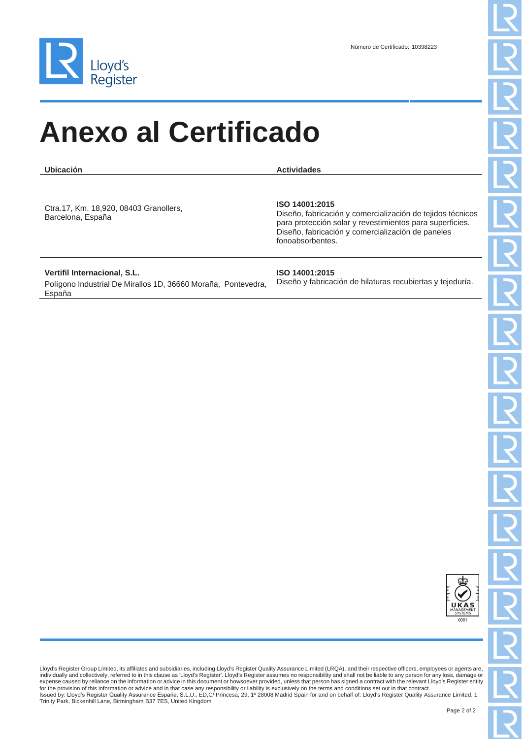Número de Certificado: 10398223

# Anexo al Certificado

| Ubicación | Actividades |
|---|---|
| Ctra.17, Km. 18,920, 08403 Granollers, Barcelona, España | **ISO 14001:2015** Diseño, fabricación y comercialización de tejidos técnicos para protección solar y revestimientos para superficies. Diseño, fabricación y comercialización de paneles fonoabsorbentes. |
| **Vertifil Internacional, S.L.** Polígono Industrial De Mirallos 1D, 36660 Moraña, Pontevedra, España | **ISO 14001:2015** Diseño y fabricación de hilaturas recubiertas y tejeduría. |

UKAS MANAGEMENT SYSTEMS 0001

Lloyd's Register Group Limited, its affiliates and subsidiaries, including Lloyd's Register Quality Assurance Limited (LRQA), and their respective officers, employees or agents are, individually and collectively, referred to in this clause as 'Lloyd's Register'. Lloyd's Register assumes no responsibility and shall not be liable to any person for any loss, damage or expense caused by reliance on the information or advice in this document or howsoever provided, unless that person has signed a contract with the relevant Lloyd's Register entity for the provision of this information or advice and in that case any responsibility or liability is exclusively on the terms and conditions set out in that contract.
Issued by: Lloyd's Register Quality Assurance España, S.L.U., ED,C/ Princesa, 29, 1º 28008 Madrid Spain for and on behalf of: Lloyd's Register Quality Assurance Limited, 1 Trinity Park, Bickenhill Lane, Birmingham B37 7ES, United Kingdom